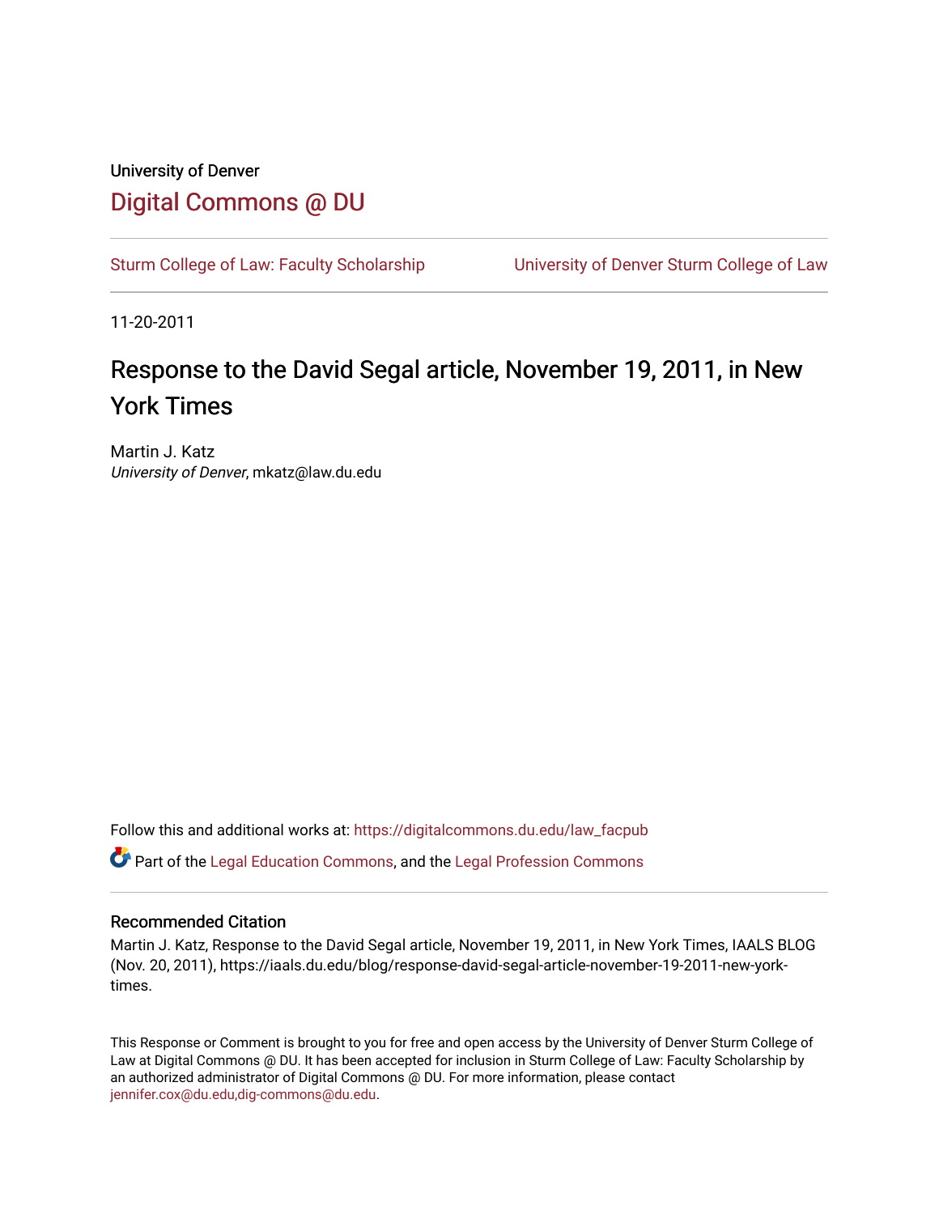University of Denver

# Digital Commons @ DU

Sturm College of Law: Faculty Scholarship | University of Denver Sturm College of Law

11-20-2011

# Response to the David Segal article, November 19, 2011, in New York Times

Martin J. Katz
*University of Denver*, mkatz@law.du.edu

Follow this and additional works at: https://digitalcommons.du.edu/law_facpub

Part of the Legal Education Commons, and the Legal Profession Commons

## Recommended Citation

Martin J. Katz, Response to the David Segal article, November 19, 2011, in New York Times, IAALS BLOG (Nov. 20, 2011), https://iaals.du.edu/blog/response-david-segal-article-november-19-2011-new-york-times.

This Response or Comment is brought to you for free and open access by the University of Denver Sturm College of Law at Digital Commons @ DU. It has been accepted for inclusion in Sturm College of Law: Faculty Scholarship by an authorized administrator of Digital Commons @ DU. For more information, please contact jennifer.cox@du.edu,dig-commons@du.edu.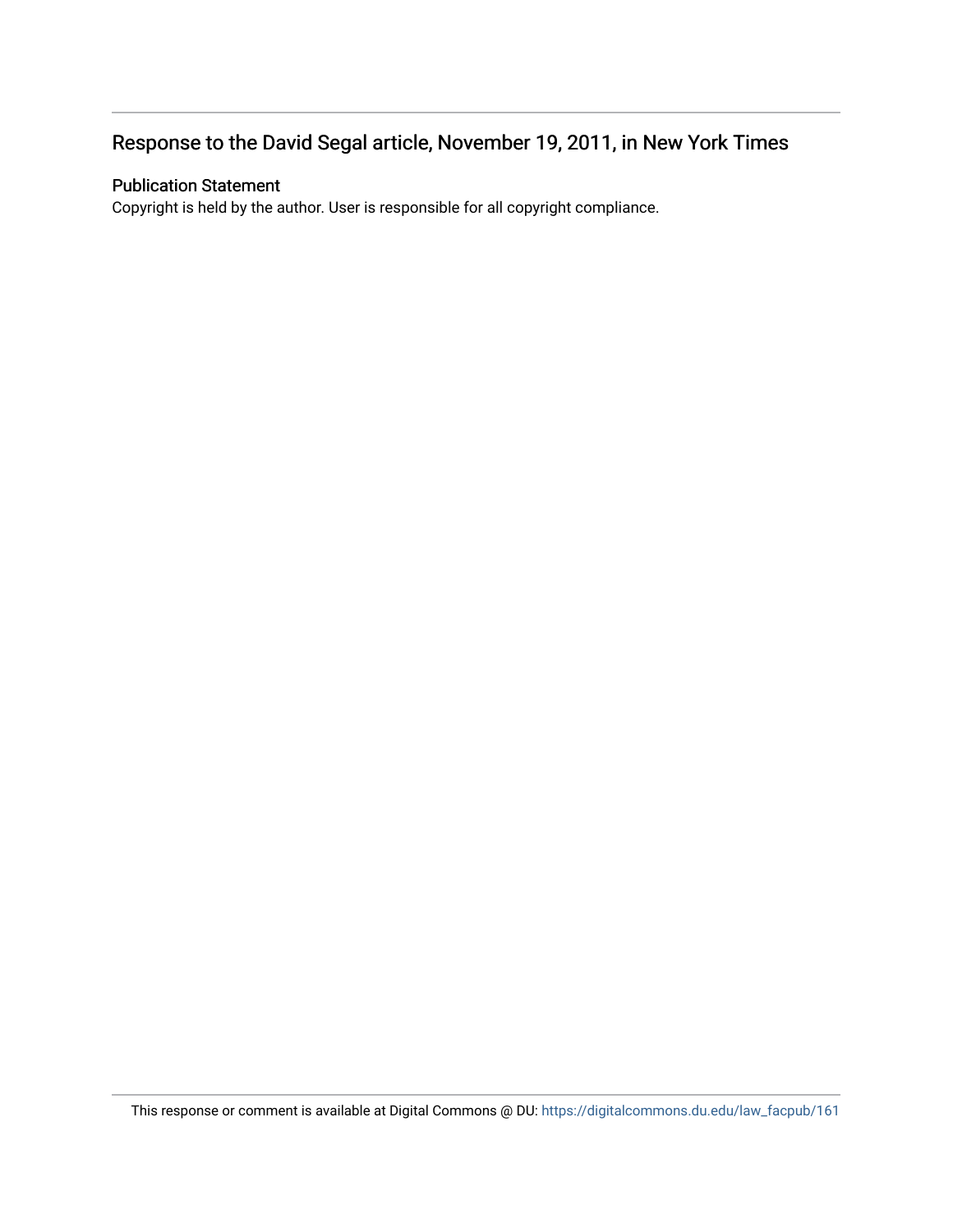## Response to the David Segal article, November 19, 2011, in New York Times

### Publication Statement

Copyright is held by the author. User is responsible for all copyright compliance.

This response or comment is available at Digital Commons @ DU: https://digitalcommons.du.edu/law_facpub/161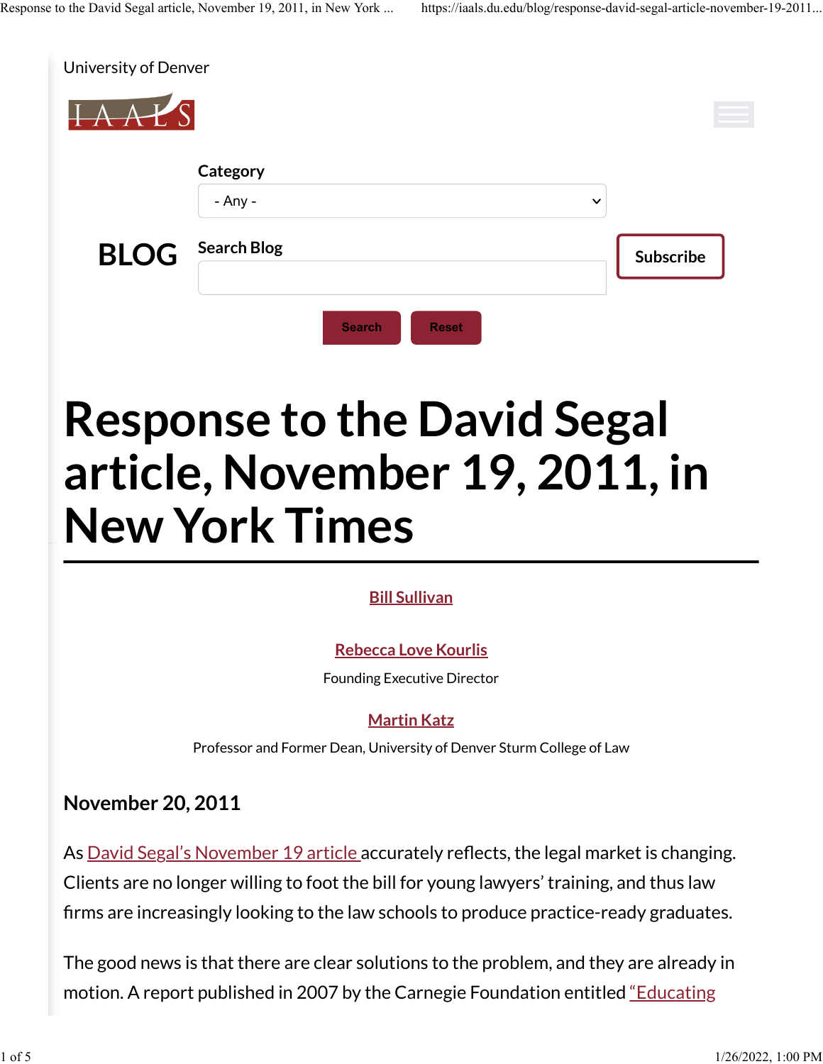University of Denver

IAALS

BLOG

Category

- Any -

Search Blog

Subscribe

Search Reset

# Response to the David Segal article, November 19, 2011, in New York Times

Bill Sullivan

Rebecca Love Kourlis

Founding Executive Director

Martin Katz

Professor and Former Dean, University of Denver Sturm College of Law

**November 20, 2011**

As David Segal's November 19 article accurately reflects, the legal market is changing. Clients are no longer willing to foot the bill for young lawyers' training, and thus law firms are increasingly looking to the law schools to produce practice-ready graduates.

The good news is that there are clear solutions to the problem, and they are already in motion. A report published in 2007 by the Carnegie Foundation entitled "Educating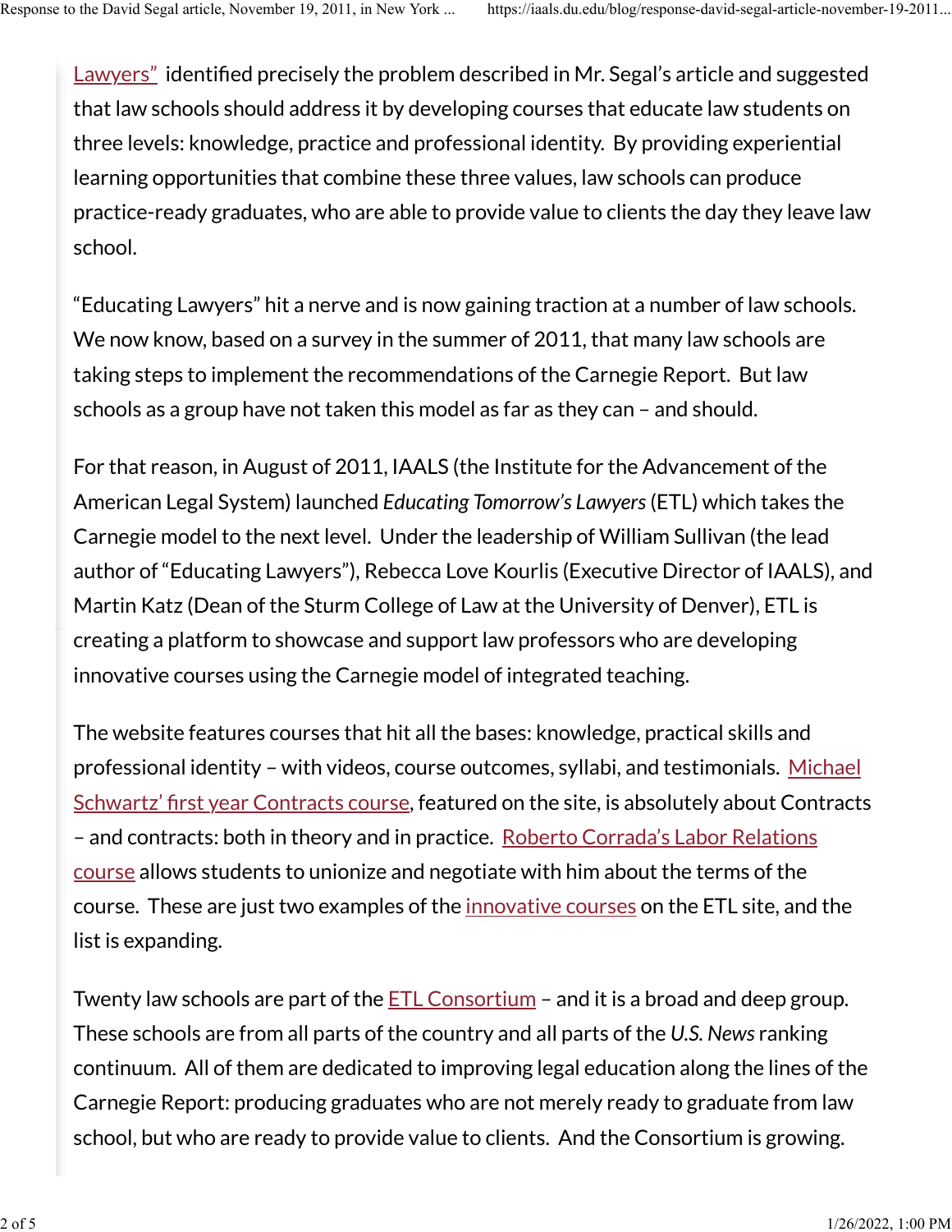Lawyers" identified precisely the problem described in Mr. Segal's article and suggested that law schools should address it by developing courses that educate law students on three levels: knowledge, practice and professional identity. By providing experiential learning opportunities that combine these three values, law schools can produce practice-ready graduates, who are able to provide value to clients the day they leave law school.

"Educating Lawyers" hit a nerve and is now gaining traction at a number of law schools. We now know, based on a survey in the summer of 2011, that many law schools are taking steps to implement the recommendations of the Carnegie Report. But law schools as a group have not taken this model as far as they can – and should.

For that reason, in August of 2011, IAALS (the Institute for the Advancement of the American Legal System) launched *Educating Tomorrow's Lawyers* (ETL) which takes the Carnegie model to the next level. Under the leadership of William Sullivan (the lead author of "Educating Lawyers"), Rebecca Love Kourlis (Executive Director of IAALS), and Martin Katz (Dean of the Sturm College of Law at the University of Denver), ETL is creating a platform to showcase and support law professors who are developing innovative courses using the Carnegie model of integrated teaching.

The website features courses that hit all the bases: knowledge, practical skills and professional identity – with videos, course outcomes, syllabi, and testimonials. Michael Schwartz' first year Contracts course, featured on the site, is absolutely about Contracts – and contracts: both in theory and in practice. Roberto Corrada's Labor Relations course allows students to unionize and negotiate with him about the terms of the course. These are just two examples of the innovative courses on the ETL site, and the list is expanding.

Twenty law schools are part of the ETL Consortium – and it is a broad and deep group. These schools are from all parts of the country and all parts of the *U.S. News* ranking continuum. All of them are dedicated to improving legal education along the lines of the Carnegie Report: producing graduates who are not merely ready to graduate from law school, but who are ready to provide value to clients. And the Consortium is growing.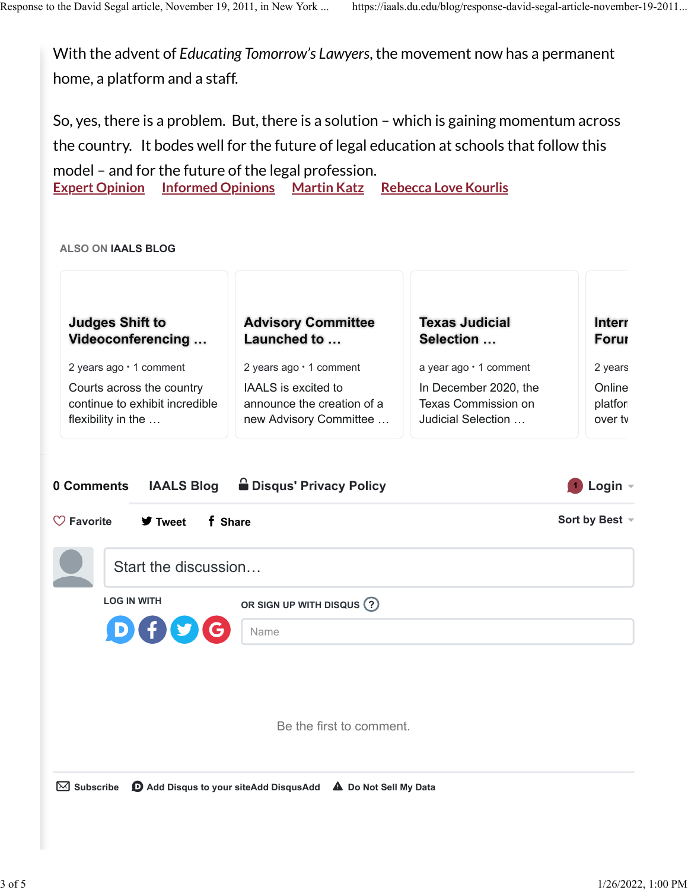With the advent of *Educating Tomorrow's Lawyers*, the movement now has a permanent home, a platform and a staff.

So, yes, there is a problem. But, there is a solution – which is gaining momentum across the country. It bodes well for the future of legal education at schools that follow this model – and for the future of the legal profession.

Expert Opinion Informed Opinions Martin Katz Rebecca Love Kourlis

ALSO ON **IAALS BLOG**

**Judges Shift to Videoconferencing …**

2 years ago • 1 comment

Courts across the country continue to exhibit incredible flexibility in the …

**Advisory Committee Launched to …**

2 years ago • 1 comment

IAALS is excited to announce the creation of a new Advisory Committee …

**Texas Judicial Selection …**

a year ago • 1 comment

In December 2020, the Texas Commission on Judicial Selection …

**Interr Forur**

2 years

Online platfor over tv

**0 Comments** **IAALS Blog** **Disqus' Privacy Policy** 1 **Login**

**Favorite** **Tweet** **Share** **Sort by Best**

Start the discussion…

LOG IN WITH

OR SIGN UP WITH DISQUS ?

Name

Be the first to comment.

**Subscribe** **Add Disqus to your siteAdd DisqusAdd** **Do Not Sell My Data**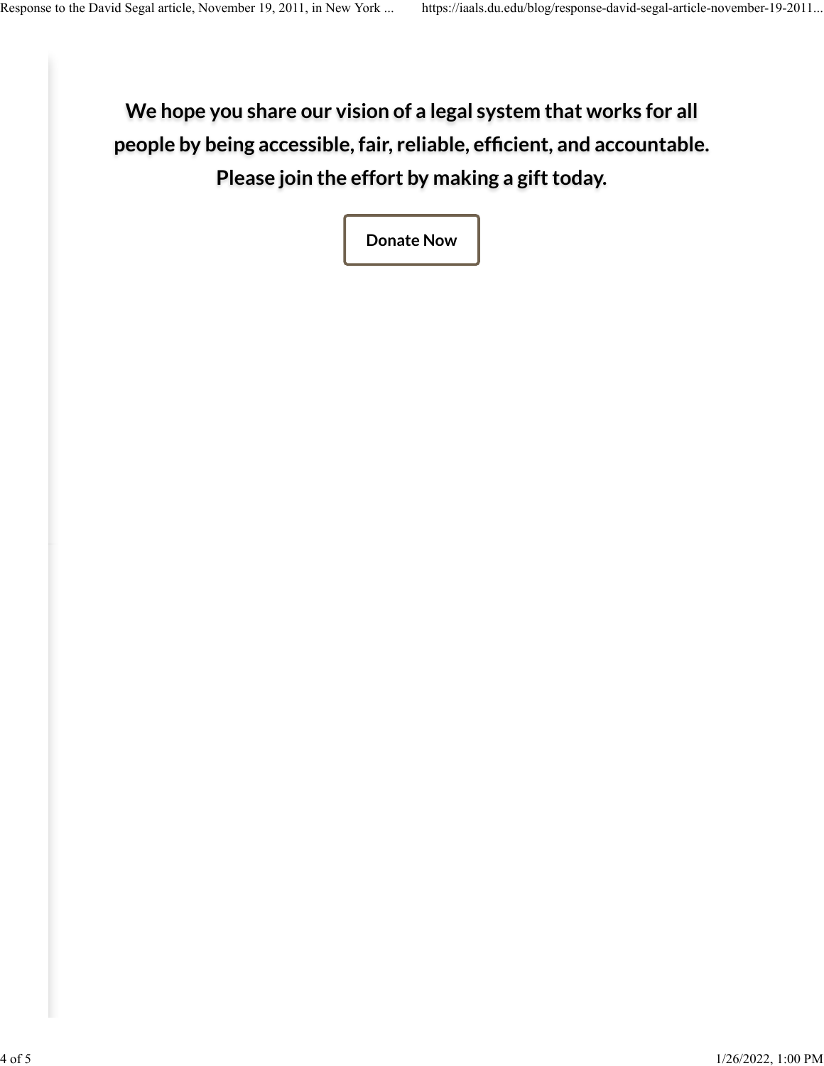**We hope you share our vision of a legal system that works for all people by being accessible, fair, reliable, efficient, and accountable. Please join the effort by making a gift today.**

**Donate Now**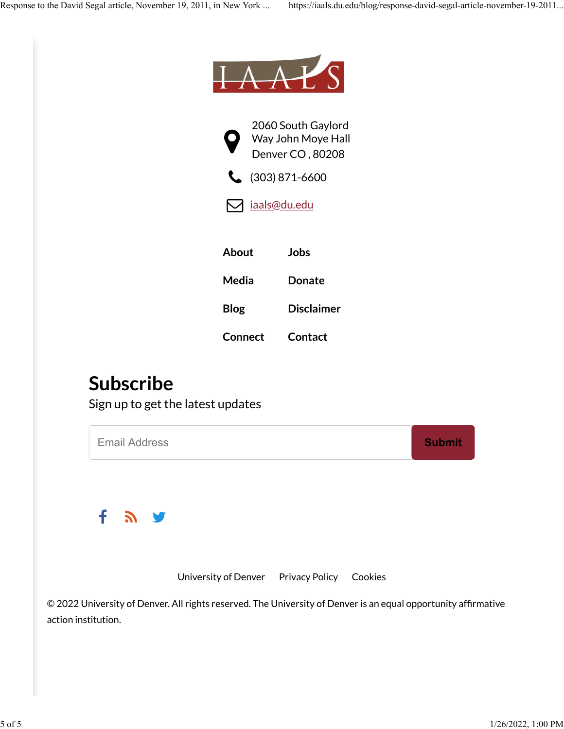IAALS

2060 South Gaylord Way John Moye Hall
Denver CO , 80208

(303) 871-6600

iaals@du.edu

About

Jobs

Media

Donate

Blog

Disclaimer

Connect

Contact

## Subscribe

Sign up to get the latest updates

Email Address

Submit

University of Denver   Privacy Policy   Cookies

© 2022 University of Denver. All rights reserved. The University of Denver is an equal opportunity affirmative action institution.